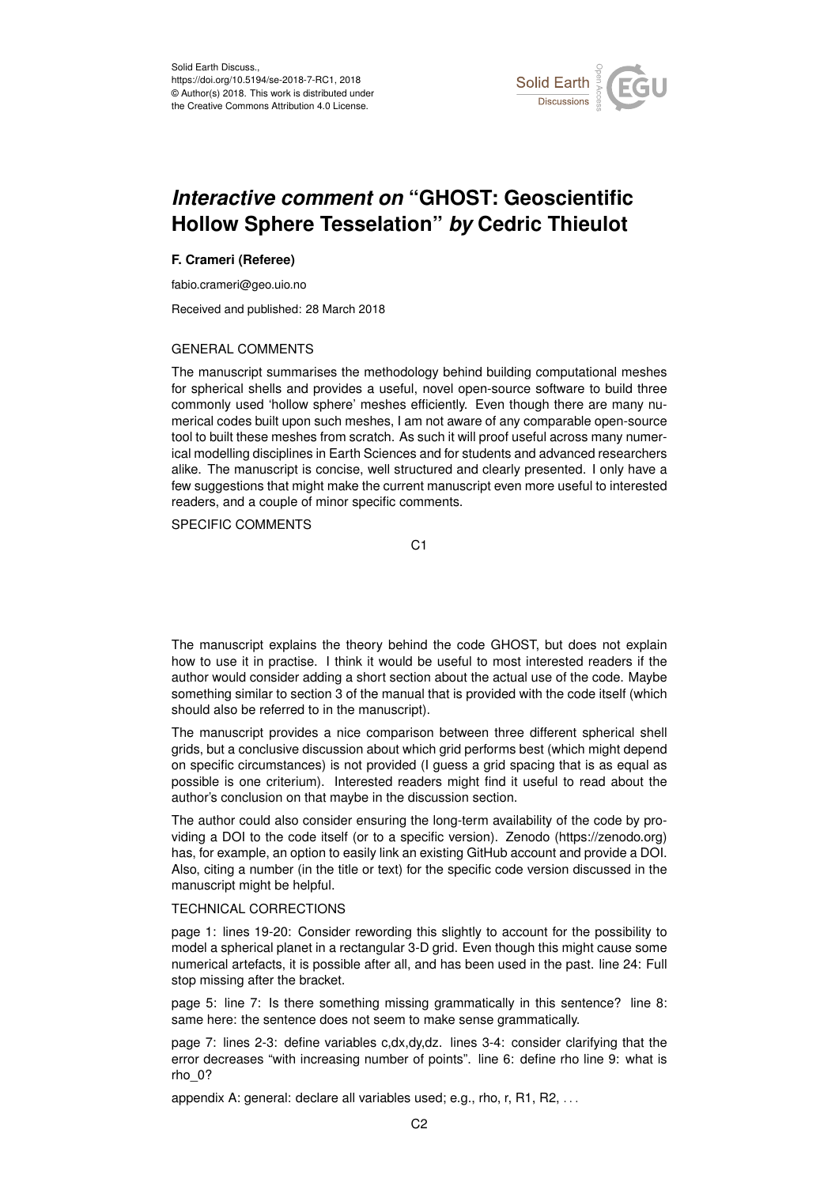Solid Earth Discuss.,
https://doi.org/10.5194/se-2018-7-RC1, 2018
© Author(s) 2018. This work is distributed under
the Creative Commons Attribution 4.0 License.

# *Interactive comment on* "GHOST: Geoscientific Hollow Sphere Tesselation" *by* Cedric Thieulot

**F. Crameri (Referee)**

fabio.crameri@geo.uio.no

Received and published: 28 March 2018

GENERAL COMMENTS

The manuscript summarises the methodology behind building computational meshes for spherical shells and provides a useful, novel open-source software to build three commonly used 'hollow sphere' meshes efficiently. Even though there are many numerical codes built upon such meshes, I am not aware of any comparable open-source tool to built these meshes from scratch. As such it will proof useful across many numerical modelling disciplines in Earth Sciences and for students and advanced researchers alike. The manuscript is concise, well structured and clearly presented. I only have a few suggestions that might make the current manuscript even more useful to interested readers, and a couple of minor specific comments.

SPECIFIC COMMENTS

The manuscript explains the theory behind the code GHOST, but does not explain how to use it in practise. I think it would be useful to most interested readers if the author would consider adding a short section about the actual use of the code. Maybe something similar to section 3 of the manual that is provided with the code itself (which should also be referred to in the manuscript).

The manuscript provides a nice comparison between three different spherical shell grids, but a conclusive discussion about which grid performs best (which might depend on specific circumstances) is not provided (I guess a grid spacing that is as equal as possible is one criterium). Interested readers might find it useful to read about the author's conclusion on that maybe in the discussion section.

The author could also consider ensuring the long-term availability of the code by providing a DOI to the code itself (or to a specific version). Zenodo (https://zenodo.org) has, for example, an option to easily link an existing GitHub account and provide a DOI. Also, citing a number (in the title or text) for the specific code version discussed in the manuscript might be helpful.

TECHNICAL CORRECTIONS

page 1: lines 19-20: Consider rewording this slightly to account for the possibility to model a spherical planet in a rectangular 3-D grid. Even though this might cause some numerical artefacts, it is possible after all, and has been used in the past. line 24: Full stop missing after the bracket.

page 5: line 7: Is there something missing grammatically in this sentence? line 8: same here: the sentence does not seem to make sense grammatically.

page 7: lines 2-3: define variables c,dx,dy,dz. lines 3-4: consider clarifying that the error decreases "with increasing number of points". line 6: define rho line 9: what is rho_0?

appendix A: general: declare all variables used; e.g., rho, r, R1, R2, ...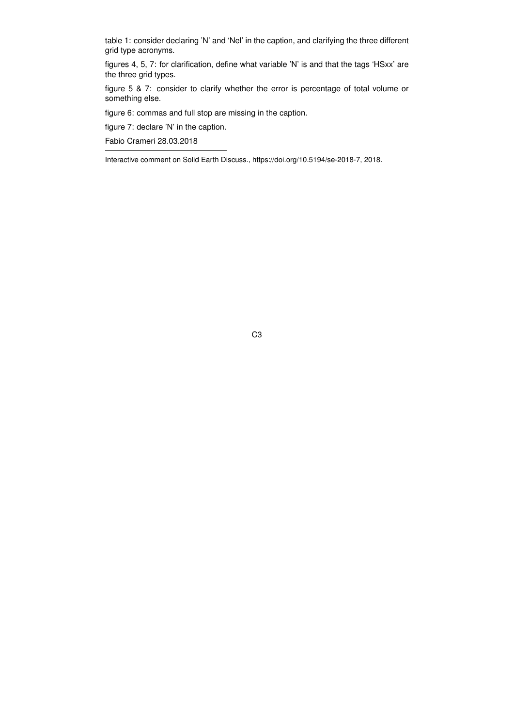table 1: consider declaring 'N' and 'Nel' in the caption, and clarifying the three different grid type acronyms.

figures 4, 5, 7: for clarification, define what variable 'N' is and that the tags 'HSxx' are the three grid types.

figure 5 & 7: consider to clarify whether the error is percentage of total volume or something else.

figure 6: commas and full stop are missing in the caption.

figure 7: declare 'N' in the caption.

Fabio Crameri 28.03.2018

---

Interactive comment on Solid Earth Discuss., https://doi.org/10.5194/se-2018-7, 2018.